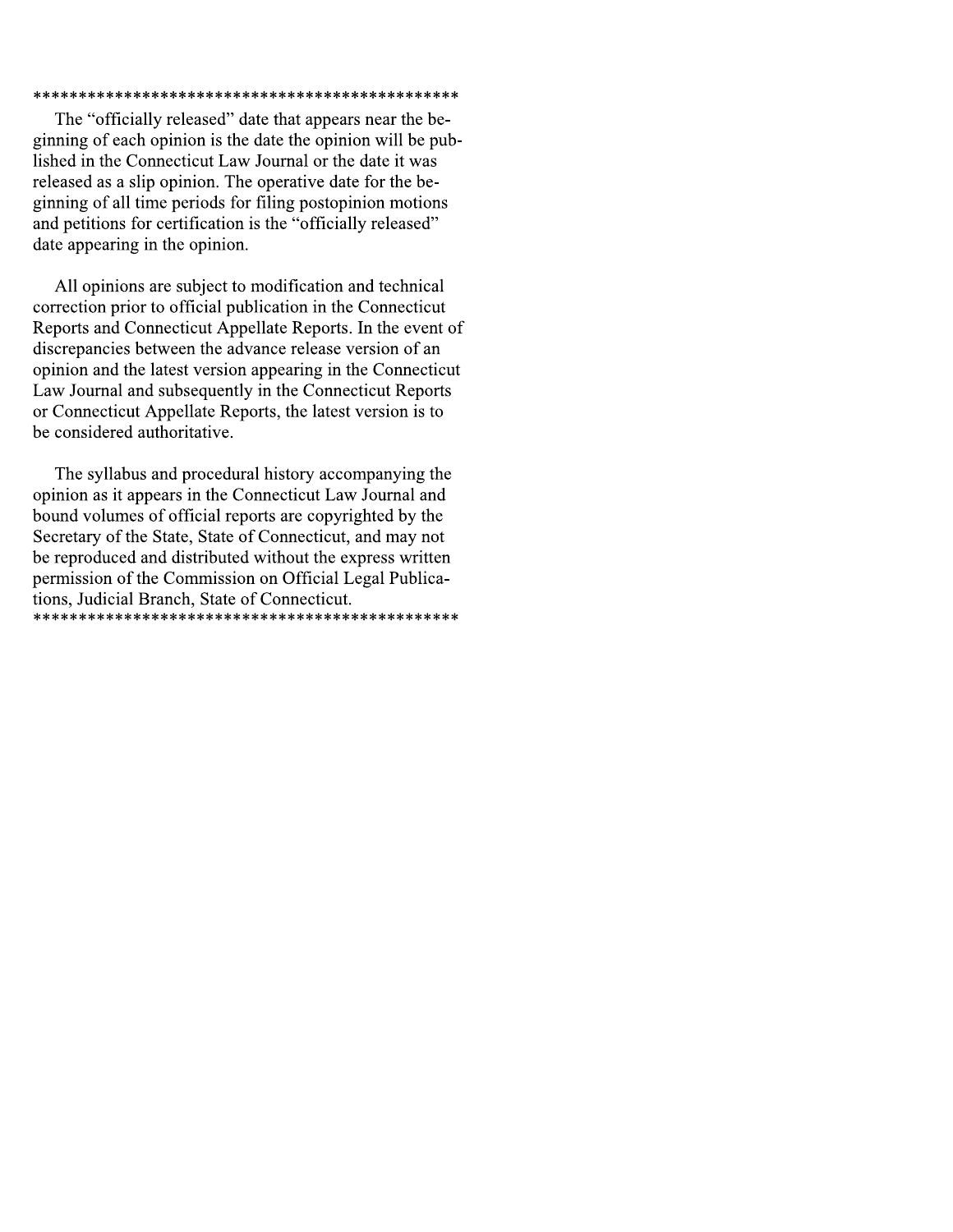\*\*\*\*\*\*\*\*\*\*\*\*\*\*\*\*\*\*\*\*\*\*\*\*\*\*\*\*\*\*\*\*\*\*\*\*\*\*\*\*\*\*\*\*\*\*\*\*

The "officially released" date that appears near the beginning of each opinion is the date the opinion will be published in the Connecticut Law Journal or the date it was released as a slip opinion. The operative date for the beginning of all time periods for filing postopinion motions and petitions for certification is the "officially released" date appearing in the opinion.

All opinions are subject to modification and technical correction prior to official publication in the Connecticut Reports and Connecticut Appellate Reports. In the event of discrepancies between the advance release version of an opinion and the latest version appearing in the Connecticut Law Journal and subsequently in the Connecticut Reports or Connecticut Appellate Reports, the latest version is to be considered authoritative.

The syllabus and procedural history accompanying the opinion as it appears in the Connecticut Law Journal and bound volumes of official reports are copyrighted by the Secretary of the State, State of Connecticut, and may not be reproduced and distributed without the express written permission of the Commission on Official Legal Publications, Judicial Branch, State of Connecticut.

\*\*\*\*\*\*\*\*\*\*\*\*\*\*\*\*\*\*\*\*\*\*\*\*\*\*\*\*\*\*\*\*\*\*\*\*\*\*\*\*\*\*\*\*\*\*\*\*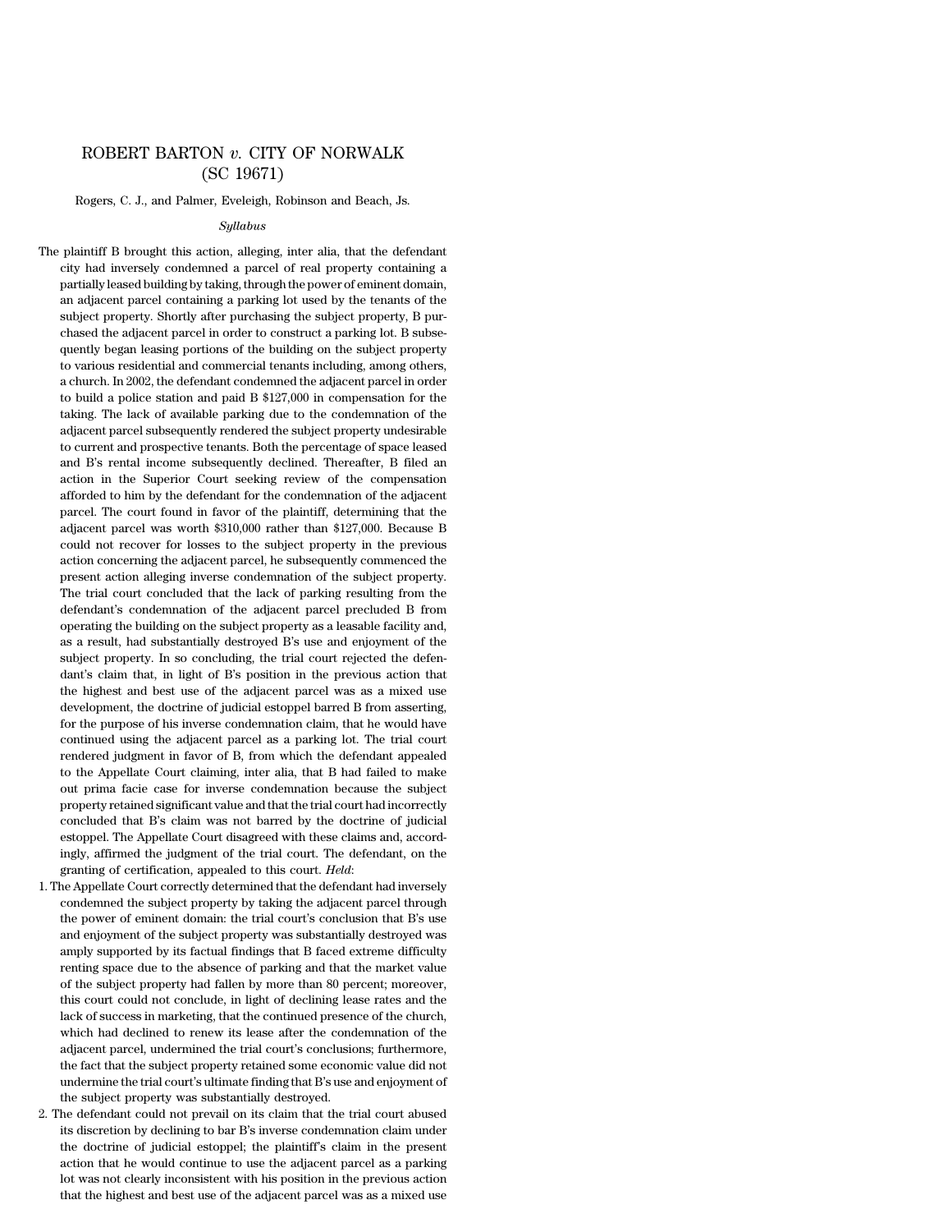# ROBERT BARTON *v.* CITY OF NORWALK (SC 19671)

Rogers, C. J., and Palmer, Eveleigh, Robinson and Beach, Js.

*Syllabus*

The plaintiff B brought this action, alleging, inter alia, that the defendant city had inversely condemned a parcel of real property containing a partially leased building by taking, through the power of eminent domain, an adjacent parcel containing a parking lot used by the tenants of the subject property. Shortly after purchasing the subject property, B purchased the adjacent parcel in order to construct a parking lot. B subsequently began leasing portions of the building on the subject property to various residential and commercial tenants including, among others, a church. In 2002, the defendant condemned the adjacent parcel in order to build a police station and paid B $127,000 in compensation for the taking. The lack of available parking due to the condemnation of the adjacent parcel subsequently rendered the subject property undesirable to current and prospective tenants. Both the percentage of space leased and B's rental income subsequently declined. Thereafter, B filed an action in the Superior Court seeking review of the compensation afforded to him by the defendant for the condemnation of the adjacent parcel. The court found in favor of the plaintiff, determining that the adjacent parcel was worth $310,000 rather than $127,000. Because B could not recover for losses to the subject property in the previous action concerning the adjacent parcel, he subsequently commenced the present action alleging inverse condemnation of the subject property. The trial court concluded that the lack of parking resulting from the defendant's condemnation of the adjacent parcel precluded B from operating the building on the subject property as a leasable facility and, as a result, had substantially destroyed B's use and enjoyment of the subject property. In so concluding, the trial court rejected the defendant's claim that, in light of B's position in the previous action that the highest and best use of the adjacent parcel was as a mixed use development, the doctrine of judicial estoppel barred B from asserting, for the purpose of his inverse condemnation claim, that he would have continued using the adjacent parcel as a parking lot. The trial court rendered judgment in favor of B, from which the defendant appealed to the Appellate Court claiming, inter alia, that B had failed to make out prima facie case for inverse condemnation because the subject property retained significant value and that the trial court had incorrectly concluded that B's claim was not barred by the doctrine of judicial estoppel. The Appellate Court disagreed with these claims and, accordingly, affirmed the judgment of the trial court. The defendant, on the granting of certification, appealed to this court. *Held*:

1. The Appellate Court correctly determined that the defendant had inversely condemned the subject property by taking the adjacent parcel through the power of eminent domain: the trial court's conclusion that B's use and enjoyment of the subject property was substantially destroyed was amply supported by its factual findings that B faced extreme difficulty renting space due to the absence of parking and that the market value of the subject property had fallen by more than 80 percent; moreover, this court could not conclude, in light of declining lease rates and the lack of success in marketing, that the continued presence of the church, which had declined to renew its lease after the condemnation of the adjacent parcel, undermined the trial court's conclusions; furthermore, the fact that the subject property retained some economic value did not undermine the trial court's ultimate finding that B's use and enjoyment of the subject property was substantially destroyed.
2. The defendant could not prevail on its claim that the trial court abused its discretion by declining to bar B's inverse condemnation claim under the doctrine of judicial estoppel; the plaintiff's claim in the present action that he would continue to use the adjacent parcel as a parking lot was not clearly inconsistent with his position in the previous action that the highest and best use of the adjacent parcel was as a mixed use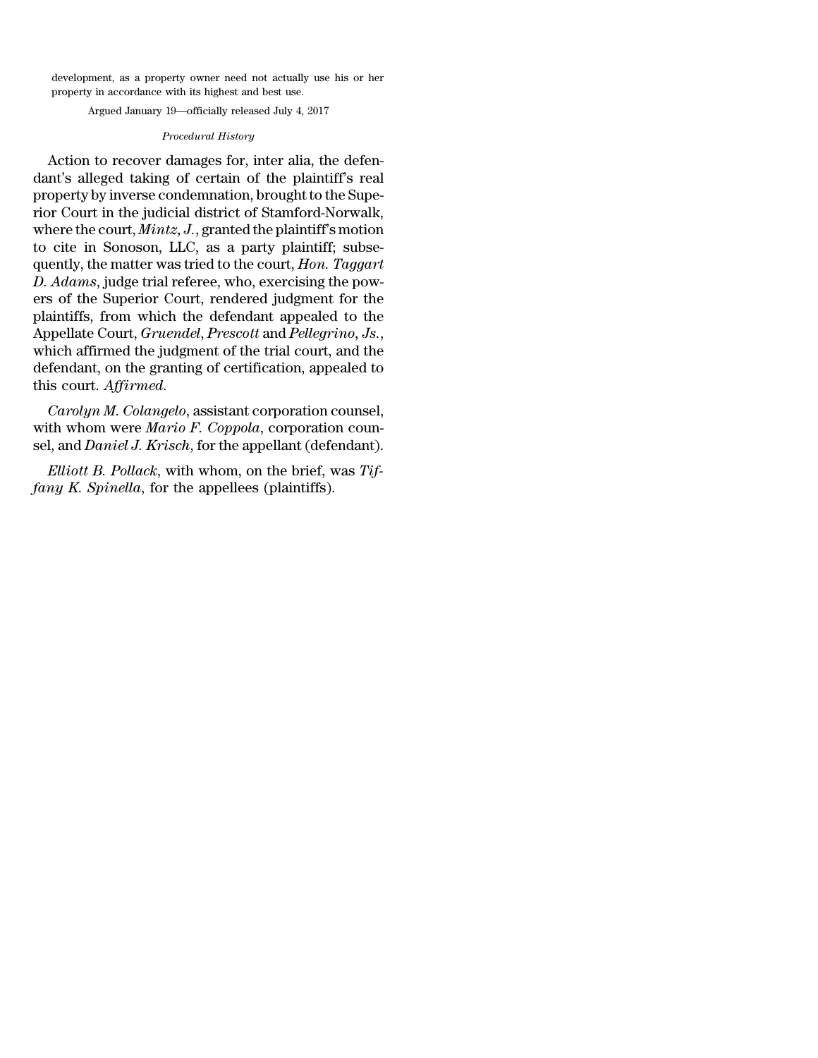development, as a property owner need not actually use his or her property in accordance with its highest and best use.

Argued January 19—officially released July 4, 2017

*Procedural History*

Action to recover damages for, inter alia, the defendant's alleged taking of certain of the plaintiff's real property by inverse condemnation, brought to the Superior Court in the judicial district of Stamford-Norwalk, where the court, *Mintz, J.*, granted the plaintiff's motion to cite in Sonoson, LLC, as a party plaintiff; subsequently, the matter was tried to the court, *Hon. Taggart D. Adams*, judge trial referee, who, exercising the powers of the Superior Court, rendered judgment for the plaintiffs, from which the defendant appealed to the Appellate Court, *Gruendel*, *Prescott* and *Pellegrino*, *Js.*, which affirmed the judgment of the trial court, and the defendant, on the granting of certification, appealed to this court. *Affirmed.*

*Carolyn M. Colangelo*, assistant corporation counsel, with whom were *Mario F. Coppola*, corporation counsel, and *Daniel J. Krisch*, for the appellant (defendant).

*Elliott B. Pollack*, with whom, on the brief, was *Tiffany K. Spinella*, for the appellees (plaintiffs).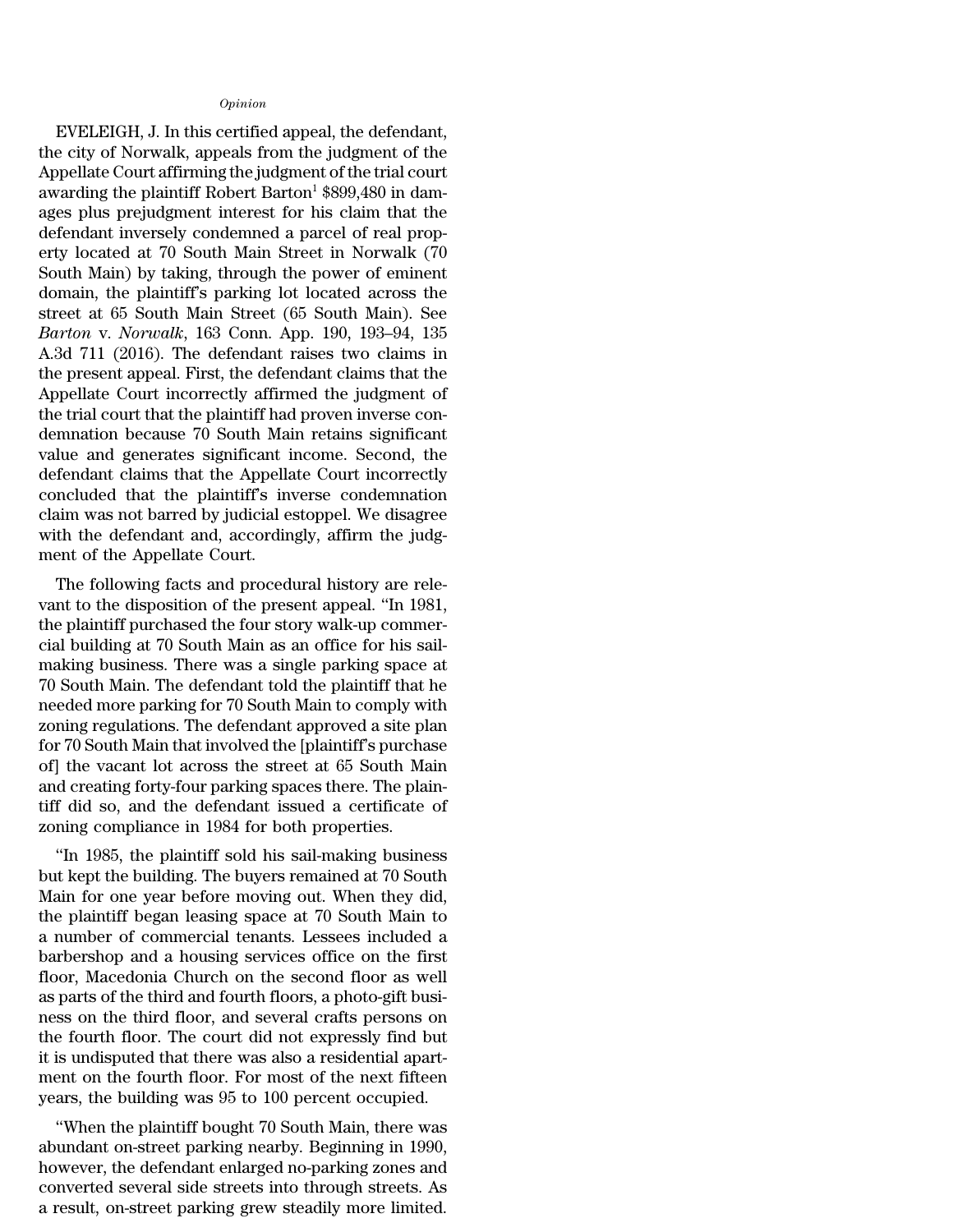*Opinion*

EVELEIGH, J. In this certified appeal, the defendant, the city of Norwalk, appeals from the judgment of the Appellate Court affirming the judgment of the trial court awarding the plaintiff Robert Barton[1] $899,480 in damages plus prejudgment interest for his claim that the defendant inversely condemned a parcel of real property located at 70 South Main Street in Norwalk (70 South Main) by taking, through the power of eminent domain, the plaintiff's parking lot located across the street at 65 South Main Street (65 South Main). See *Barton* v. *Norwalk*, 163 Conn. App. 190, 193–94, 135 A.3d 711 (2016). The defendant raises two claims in the present appeal. First, the defendant claims that the Appellate Court incorrectly affirmed the judgment of the trial court that the plaintiff had proven inverse condemnation because 70 South Main retains significant value and generates significant income. Second, the defendant claims that the Appellate Court incorrectly concluded that the plaintiff's inverse condemnation claim was not barred by judicial estoppel. We disagree with the defendant and, accordingly, affirm the judgment of the Appellate Court.

The following facts and procedural history are relevant to the disposition of the present appeal. "In 1981, the plaintiff purchased the four story walk-up commercial building at 70 South Main as an office for his sail-making business. There was a single parking space at 70 South Main. The defendant told the plaintiff that he needed more parking for 70 South Main to comply with zoning regulations. The defendant approved a site plan for 70 South Main that involved the [plaintiff's purchase of] the vacant lot across the street at 65 South Main and creating forty-four parking spaces there. The plaintiff did so, and the defendant issued a certificate of zoning compliance in 1984 for both properties.

"In 1985, the plaintiff sold his sail-making business but kept the building. The buyers remained at 70 South Main for one year before moving out. When they did, the plaintiff began leasing space at 70 South Main to a number of commercial tenants. Lessees included a barbershop and a housing services office on the first floor, Macedonia Church on the second floor as well as parts of the third and fourth floors, a photo-gift business on the third floor, and several crafts persons on the fourth floor. The court did not expressly find but it is undisputed that there was also a residential apartment on the fourth floor. For most of the next fifteen years, the building was 95 to 100 percent occupied.

"When the plaintiff bought 70 South Main, there was abundant on-street parking nearby. Beginning in 1990, however, the defendant enlarged no-parking zones and converted several side streets into through streets. As a result, on-street parking grew steadily more limited.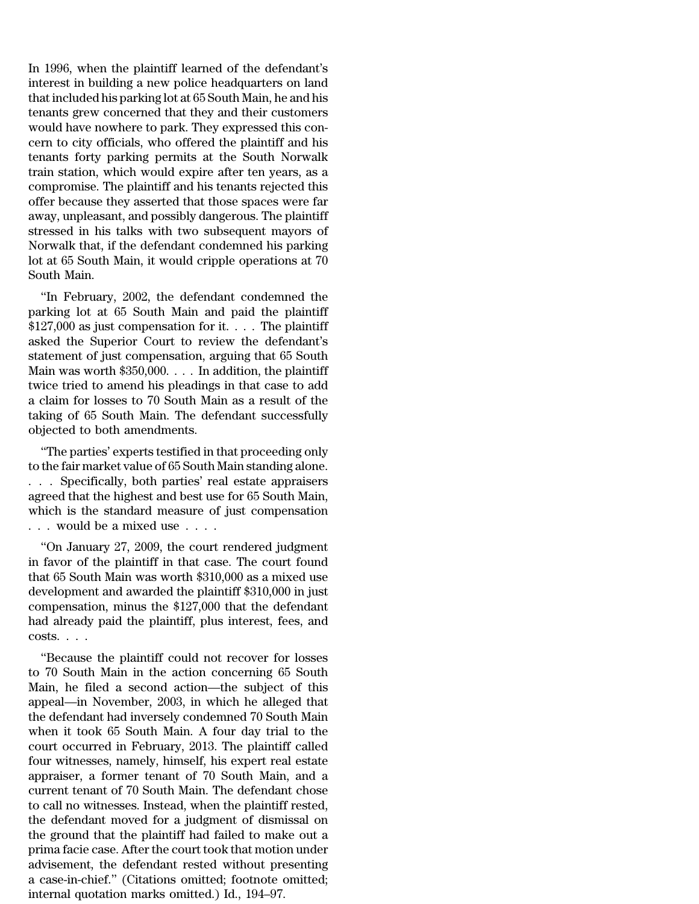In 1996, when the plaintiff learned of the defendant's interest in building a new police headquarters on land that included his parking lot at 65 South Main, he and his tenants grew concerned that they and their customers would have nowhere to park. They expressed this concern to city officials, who offered the plaintiff and his tenants forty parking permits at the South Norwalk train station, which would expire after ten years, as a compromise. The plaintiff and his tenants rejected this offer because they asserted that those spaces were far away, unpleasant, and possibly dangerous. The plaintiff stressed in his talks with two subsequent mayors of Norwalk that, if the defendant condemned his parking lot at 65 South Main, it would cripple operations at 70 South Main.

"In February, 2002, the defendant condemned the parking lot at 65 South Main and paid the plaintiff $127,000 as just compensation for it. . . . The plaintiff asked the Superior Court to review the defendant's statement of just compensation, arguing that 65 South Main was worth $350,000. . . . In addition, the plaintiff twice tried to amend his pleadings in that case to add a claim for losses to 70 South Main as a result of the taking of 65 South Main. The defendant successfully objected to both amendments.

"The parties' experts testified in that proceeding only to the fair market value of 65 South Main standing alone. . . . Specifically, both parties' real estate appraisers agreed that the highest and best use for 65 South Main, which is the standard measure of just compensation . . . would be a mixed use . . . .

"On January 27, 2009, the court rendered judgment in favor of the plaintiff in that case. The court found that 65 South Main was worth $310,000 as a mixed use development and awarded the plaintiff $310,000 in just compensation, minus the $127,000 that the defendant had already paid the plaintiff, plus interest, fees, and costs. . . .

"Because the plaintiff could not recover for losses to 70 South Main in the action concerning 65 South Main, he filed a second action—the subject of this appeal—in November, 2003, in which he alleged that the defendant had inversely condemned 70 South Main when it took 65 South Main. A four day trial to the court occurred in February, 2013. The plaintiff called four witnesses, namely, himself, his expert real estate appraiser, a former tenant of 70 South Main, and a current tenant of 70 South Main. The defendant chose to call no witnesses. Instead, when the plaintiff rested, the defendant moved for a judgment of dismissal on the ground that the plaintiff had failed to make out a prima facie case. After the court took that motion under advisement, the defendant rested without presenting a case-in-chief." (Citations omitted; footnote omitted; internal quotation marks omitted.) Id., 194–97.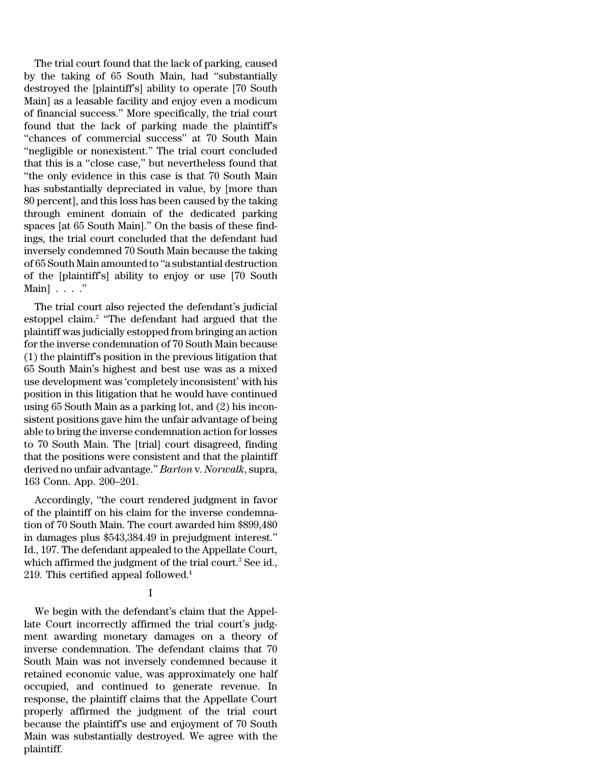The trial court found that the lack of parking, caused by the taking of 65 South Main, had "substantially destroyed the [plaintiff's] ability to operate [70 South Main] as a leasable facility and enjoy even a modicum of financial success." More specifically, the trial court found that the lack of parking made the plaintiff's "chances of commercial success" at 70 South Main "negligible or nonexistent." The trial court concluded that this is a "close case," but nevertheless found that "the only evidence in this case is that 70 South Main has substantially depreciated in value, by [more than 80 percent], and this loss has been caused by the taking through eminent domain of the dedicated parking spaces [at 65 South Main]." On the basis of these findings, the trial court concluded that the defendant had inversely condemned 70 South Main because the taking of 65 South Main amounted to "a substantial destruction of the [plaintiff's] ability to enjoy or use [70 South Main] . . . ."

The trial court also rejected the defendant's judicial estoppel claim.[2] "The defendant had argued that the plaintiff was judicially estopped from bringing an action for the inverse condemnation of 70 South Main because (1) the plaintiff's position in the previous litigation that 65 South Main's highest and best use was as a mixed use development was 'completely inconsistent' with his position in this litigation that he would have continued using 65 South Main as a parking lot, and (2) his inconsistent positions gave him the unfair advantage of being able to bring the inverse condemnation action for losses to 70 South Main. The [trial] court disagreed, finding that the positions were consistent and that the plaintiff derived no unfair advantage." *Barton* v. *Norwalk*, supra, 163 Conn. App. 200–201.

Accordingly, "the court rendered judgment in favor of the plaintiff on his claim for the inverse condemnation of 70 South Main. The court awarded him $899,480 in damages plus $543,384.49 in prejudgment interest." Id., 197. The defendant appealed to the Appellate Court, which affirmed the judgment of the trial court.[3] See id., 219. This certified appeal followed.[4]

I

We begin with the defendant's claim that the Appellate Court incorrectly affirmed the trial court's judgment awarding monetary damages on a theory of inverse condemnation. The defendant claims that 70 South Main was not inversely condemned because it retained economic value, was approximately one half occupied, and continued to generate revenue. In response, the plaintiff claims that the Appellate Court properly affirmed the judgment of the trial court because the plaintiff's use and enjoyment of 70 South Main was substantially destroyed. We agree with the plaintiff.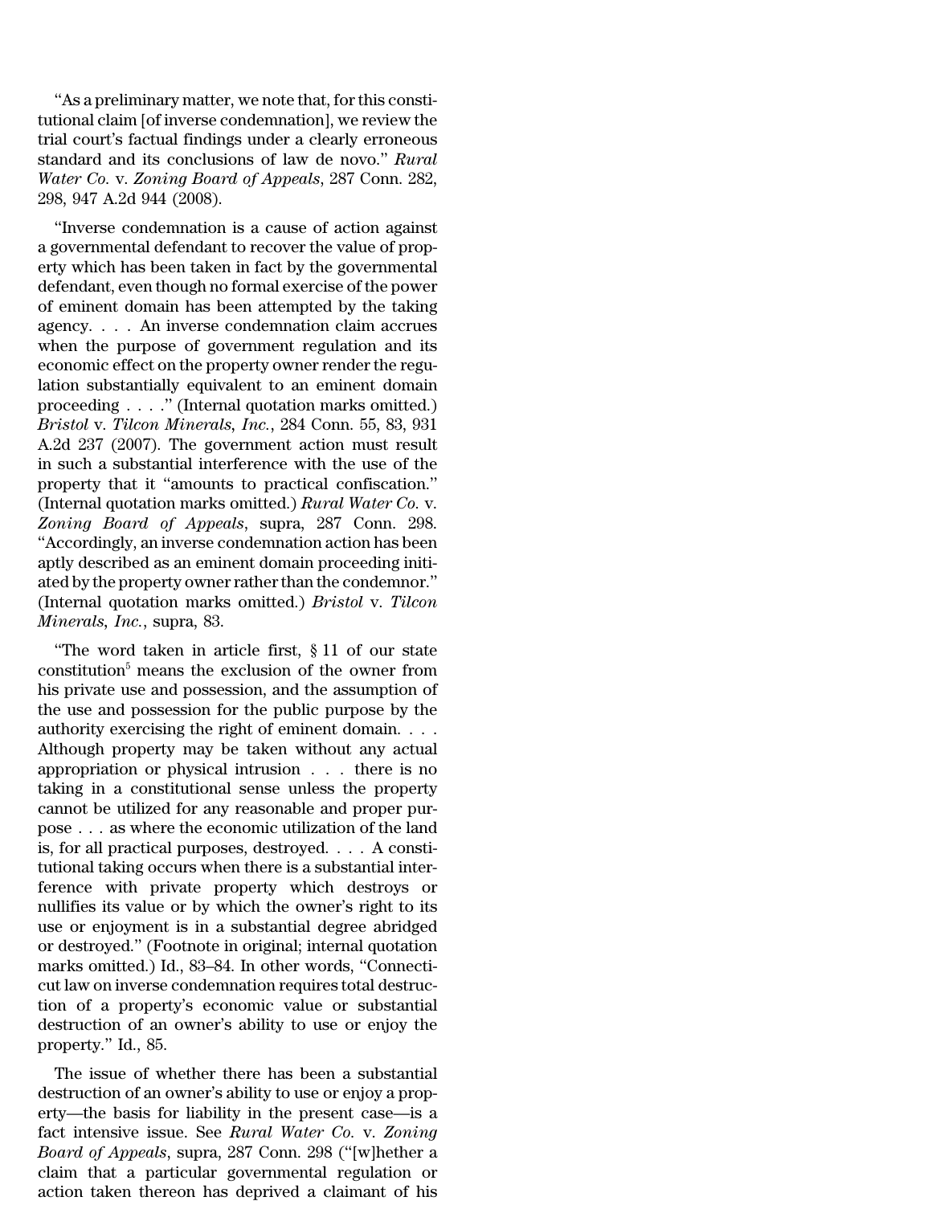"As a preliminary matter, we note that, for this constitutional claim [of inverse condemnation], we review the trial court's factual findings under a clearly erroneous standard and its conclusions of law de novo." *Rural Water Co.* v. *Zoning Board of Appeals*, 287 Conn. 282, 298, 947 A.2d 944 (2008).

"Inverse condemnation is a cause of action against a governmental defendant to recover the value of property which has been taken in fact by the governmental defendant, even though no formal exercise of the power of eminent domain has been attempted by the taking agency. . . . An inverse condemnation claim accrues when the purpose of government regulation and its economic effect on the property owner render the regulation substantially equivalent to an eminent domain proceeding . . . ." (Internal quotation marks omitted.) *Bristol* v. *Tilcon Minerals, Inc.*, 284 Conn. 55, 83, 931 A.2d 237 (2007). The government action must result in such a substantial interference with the use of the property that it "amounts to practical confiscation." (Internal quotation marks omitted.) *Rural Water Co.* v. *Zoning Board of Appeals*, supra, 287 Conn. 298. "Accordingly, an inverse condemnation action has been aptly described as an eminent domain proceeding initiated by the property owner rather than the condemnor." (Internal quotation marks omitted.) *Bristol* v. *Tilcon Minerals, Inc.*, supra, 83.

"The word taken in article first, § 11 of our state constitution[5] means the exclusion of the owner from his private use and possession, and the assumption of the use and possession for the public purpose by the authority exercising the right of eminent domain. . . . Although property may be taken without any actual appropriation or physical intrusion . . . there is no taking in a constitutional sense unless the property cannot be utilized for any reasonable and proper purpose . . . as where the economic utilization of the land is, for all practical purposes, destroyed. . . . A constitutional taking occurs when there is a substantial interference with private property which destroys or nullifies its value or by which the owner's right to its use or enjoyment is in a substantial degree abridged or destroyed." (Footnote in original; internal quotation marks omitted.) Id., 83–84. In other words, "Connecticut law on inverse condemnation requires total destruction of a property's economic value or substantial destruction of an owner's ability to use or enjoy the property." Id., 85.

The issue of whether there has been a substantial destruction of an owner's ability to use or enjoy a property—the basis for liability in the present case—is a fact intensive issue. See *Rural Water Co.* v. *Zoning Board of Appeals*, supra, 287 Conn. 298 ("[w]hether a claim that a particular governmental regulation or action taken thereon has deprived a claimant of his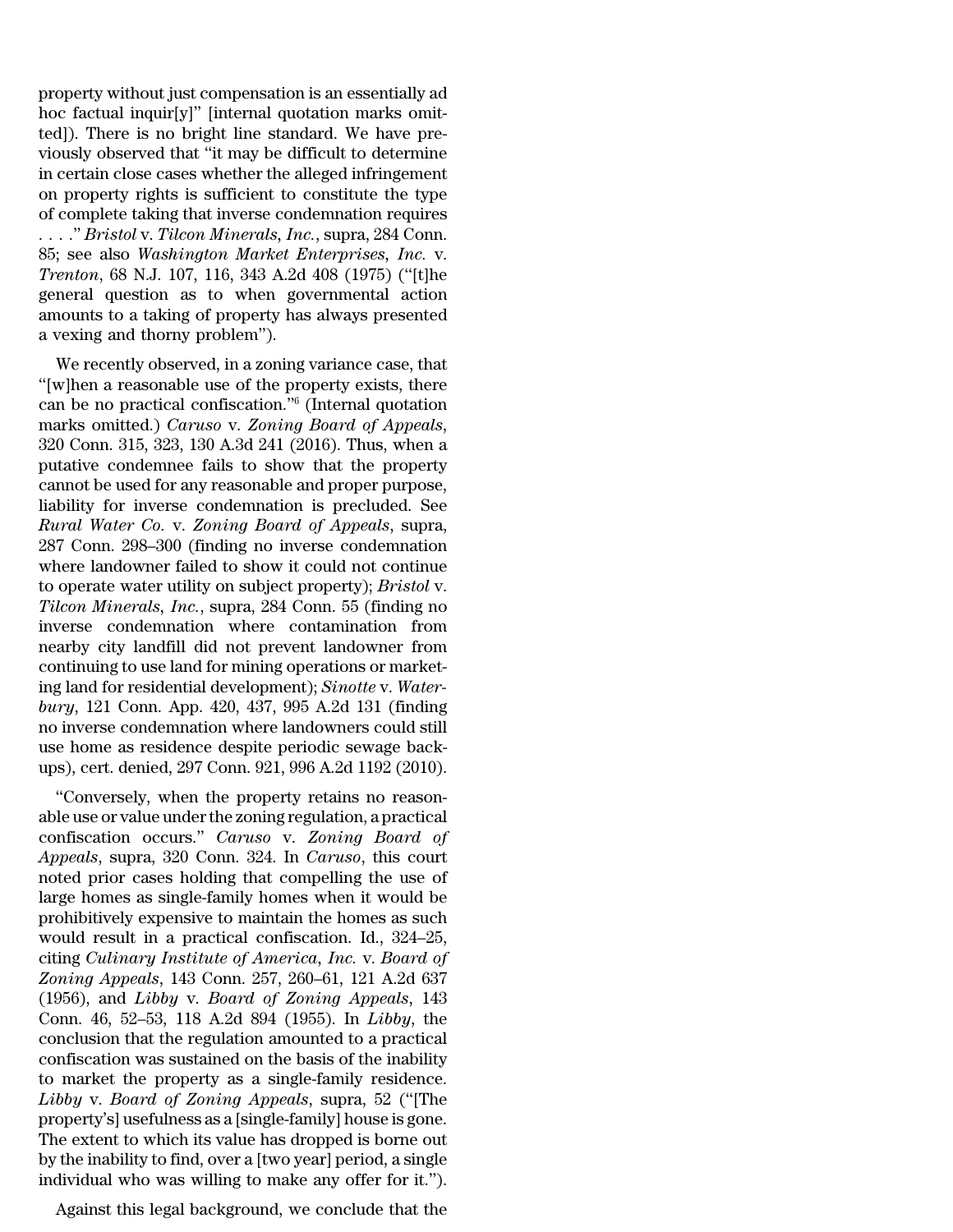property without just compensation is an essentially ad hoc factual inquir[y]" [internal quotation marks omitted]). There is no bright line standard. We have previously observed that "it may be difficult to determine in certain close cases whether the alleged infringement on property rights is sufficient to constitute the type of complete taking that inverse condemnation requires . . . ." *Bristol* v. *Tilcon Minerals, Inc.*, supra, 284 Conn. 85; see also *Washington Market Enterprises, Inc.* v. *Trenton*, 68 N.J. 107, 116, 343 A.2d 408 (1975) ("[t]he general question as to when governmental action amounts to a taking of property has always presented a vexing and thorny problem").

We recently observed, in a zoning variance case, that "[w]hen a reasonable use of the property exists, there can be no practical confiscation."[6] (Internal quotation marks omitted.) *Caruso* v. *Zoning Board of Appeals*, 320 Conn. 315, 323, 130 A.3d 241 (2016). Thus, when a putative condemnee fails to show that the property cannot be used for any reasonable and proper purpose, liability for inverse condemnation is precluded. See *Rural Water Co.* v. *Zoning Board of Appeals*, supra, 287 Conn. 298–300 (finding no inverse condemnation where landowner failed to show it could not continue to operate water utility on subject property); *Bristol* v. *Tilcon Minerals, Inc.*, supra, 284 Conn. 55 (finding no inverse condemnation where contamination from nearby city landfill did not prevent landowner from continuing to use land for mining operations or marketing land for residential development); *Sinotte* v. *Waterbury*, 121 Conn. App. 420, 437, 995 A.2d 131 (finding no inverse condemnation where landowners could still use home as residence despite periodic sewage backups), cert. denied, 297 Conn. 921, 996 A.2d 1192 (2010).

"Conversely, when the property retains no reasonable use or value under the zoning regulation, a practical confiscation occurs." *Caruso* v. *Zoning Board of Appeals*, supra, 320 Conn. 324. In *Caruso*, this court noted prior cases holding that compelling the use of large homes as single-family homes when it would be prohibitively expensive to maintain the homes as such would result in a practical confiscation. Id., 324–25, citing *Culinary Institute of America, Inc.* v. *Board of Zoning Appeals*, 143 Conn. 257, 260–61, 121 A.2d 637 (1956), and *Libby* v. *Board of Zoning Appeals*, 143 Conn. 46, 52–53, 118 A.2d 894 (1955). In *Libby*, the conclusion that the regulation amounted to a practical confiscation was sustained on the basis of the inability to market the property as a single-family residence. *Libby* v. *Board of Zoning Appeals*, supra, 52 ("[The property's] usefulness as a [single-family] house is gone. The extent to which its value has dropped is borne out by the inability to find, over a [two year] period, a single individual who was willing to make any offer for it.").

Against this legal background, we conclude that the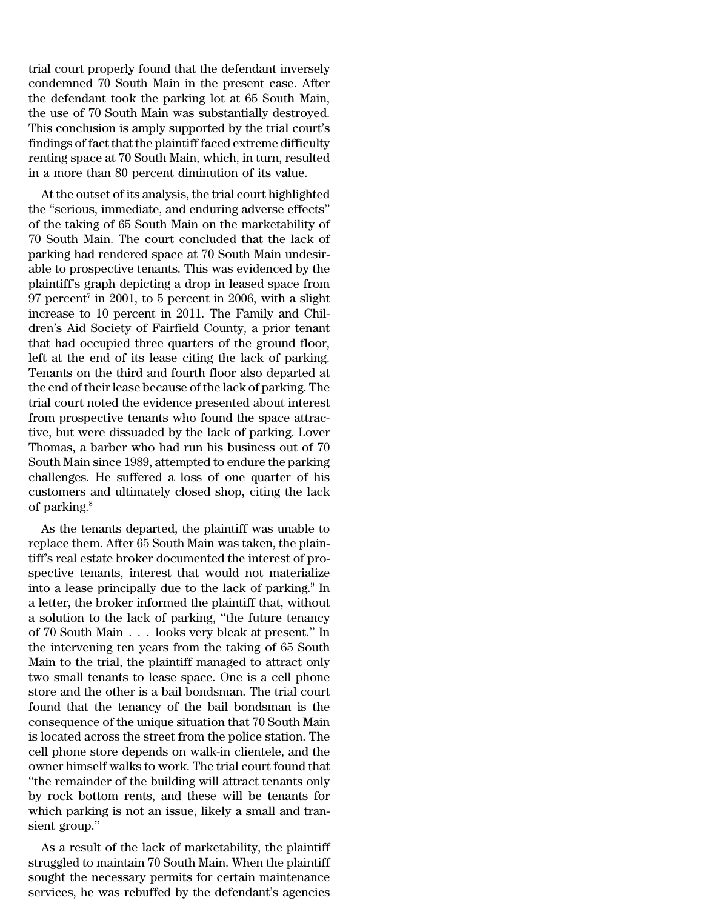trial court properly found that the defendant inversely condemned 70 South Main in the present case. After the defendant took the parking lot at 65 South Main, the use of 70 South Main was substantially destroyed. This conclusion is amply supported by the trial court's findings of fact that the plaintiff faced extreme difficulty renting space at 70 South Main, which, in turn, resulted in a more than 80 percent diminution of its value.

At the outset of its analysis, the trial court highlighted the "serious, immediate, and enduring adverse effects" of the taking of 65 South Main on the marketability of 70 South Main. The court concluded that the lack of parking had rendered space at 70 South Main undesirable to prospective tenants. This was evidenced by the plaintiff's graph depicting a drop in leased space from 97 percent[7] in 2001, to 5 percent in 2006, with a slight increase to 10 percent in 2011. The Family and Children's Aid Society of Fairfield County, a prior tenant that had occupied three quarters of the ground floor, left at the end of its lease citing the lack of parking. Tenants on the third and fourth floor also departed at the end of their lease because of the lack of parking. The trial court noted the evidence presented about interest from prospective tenants who found the space attractive, but were dissuaded by the lack of parking. Lover Thomas, a barber who had run his business out of 70 South Main since 1989, attempted to endure the parking challenges. He suffered a loss of one quarter of his customers and ultimately closed shop, citing the lack of parking.[8]

As the tenants departed, the plaintiff was unable to replace them. After 65 South Main was taken, the plaintiff's real estate broker documented the interest of prospective tenants, interest that would not materialize into a lease principally due to the lack of parking.[9] In a letter, the broker informed the plaintiff that, without a solution to the lack of parking, "the future tenancy of 70 South Main . . . looks very bleak at present." In the intervening ten years from the taking of 65 South Main to the trial, the plaintiff managed to attract only two small tenants to lease space. One is a cell phone store and the other is a bail bondsman. The trial court found that the tenancy of the bail bondsman is the consequence of the unique situation that 70 South Main is located across the street from the police station. The cell phone store depends on walk-in clientele, and the owner himself walks to work. The trial court found that "the remainder of the building will attract tenants only by rock bottom rents, and these will be tenants for which parking is not an issue, likely a small and transient group."

As a result of the lack of marketability, the plaintiff struggled to maintain 70 South Main. When the plaintiff sought the necessary permits for certain maintenance services, he was rebuffed by the defendant's agencies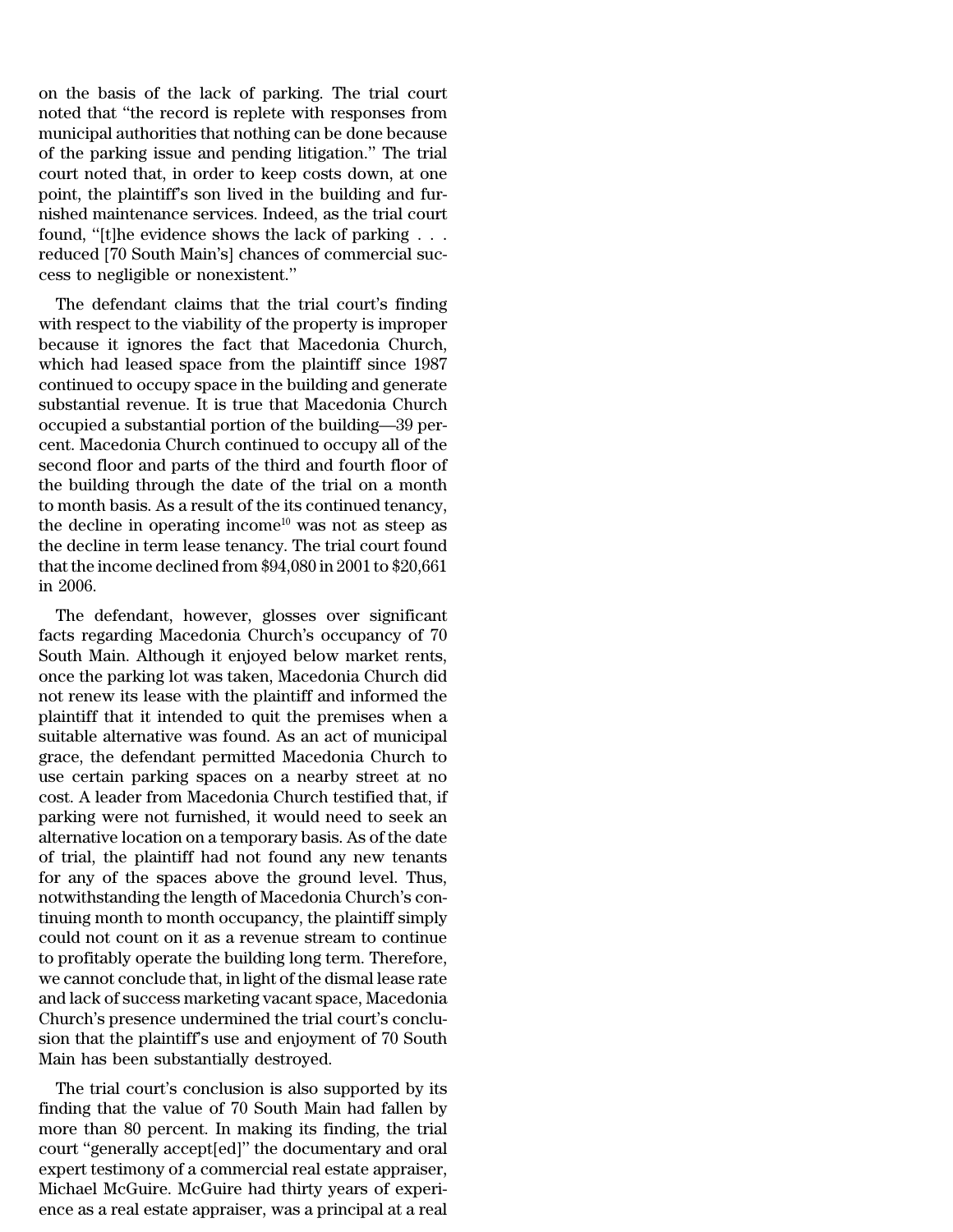on the basis of the lack of parking. The trial court noted that "the record is replete with responses from municipal authorities that nothing can be done because of the parking issue and pending litigation." The trial court noted that, in order to keep costs down, at one point, the plaintiff's son lived in the building and furnished maintenance services. Indeed, as the trial court found, "[t]he evidence shows the lack of parking . . . reduced [70 South Main's] chances of commercial success to negligible or nonexistent."

The defendant claims that the trial court's finding with respect to the viability of the property is improper because it ignores the fact that Macedonia Church, which had leased space from the plaintiff since 1987 continued to occupy space in the building and generate substantial revenue. It is true that Macedonia Church occupied a substantial portion of the building—39 percent. Macedonia Church continued to occupy all of the second floor and parts of the third and fourth floor of the building through the date of the trial on a month to month basis. As a result of the its continued tenancy, the decline in operating income[10] was not as steep as the decline in term lease tenancy. The trial court found that the income declined from $94,080 in 2001 to $20,661 in 2006.

The defendant, however, glosses over significant facts regarding Macedonia Church's occupancy of 70 South Main. Although it enjoyed below market rents, once the parking lot was taken, Macedonia Church did not renew its lease with the plaintiff and informed the plaintiff that it intended to quit the premises when a suitable alternative was found. As an act of municipal grace, the defendant permitted Macedonia Church to use certain parking spaces on a nearby street at no cost. A leader from Macedonia Church testified that, if parking were not furnished, it would need to seek an alternative location on a temporary basis. As of the date of trial, the plaintiff had not found any new tenants for any of the spaces above the ground level. Thus, notwithstanding the length of Macedonia Church's continuing month to month occupancy, the plaintiff simply could not count on it as a revenue stream to continue to profitably operate the building long term. Therefore, we cannot conclude that, in light of the dismal lease rate and lack of success marketing vacant space, Macedonia Church's presence undermined the trial court's conclusion that the plaintiff's use and enjoyment of 70 South Main has been substantially destroyed.

The trial court's conclusion is also supported by its finding that the value of 70 South Main had fallen by more than 80 percent. In making its finding, the trial court "generally accept[ed]" the documentary and oral expert testimony of a commercial real estate appraiser, Michael McGuire. McGuire had thirty years of experience as a real estate appraiser, was a principal at a real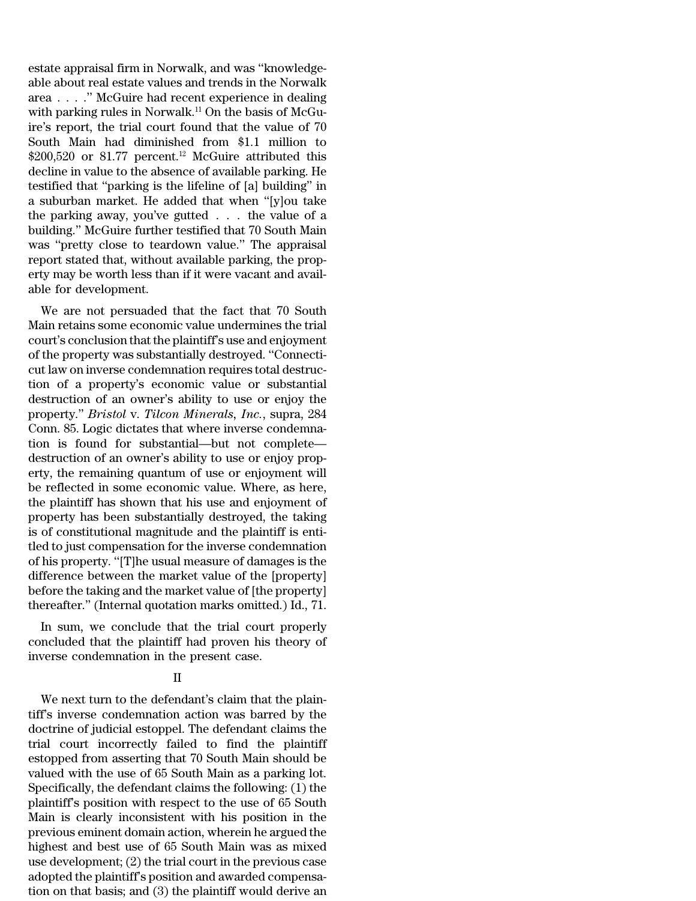estate appraisal firm in Norwalk, and was "knowledgeable about real estate values and trends in the Norwalk area . . . ." McGuire had recent experience in dealing with parking rules in Norwalk.[11] On the basis of McGuire's report, the trial court found that the value of 70 South Main had diminished from $1.1 million to $200,520 or 81.77 percent.[12] McGuire attributed this decline in value to the absence of available parking. He testified that "parking is the lifeline of [a] building" in a suburban market. He added that when "[y]ou take the parking away, you've gutted . . . the value of a building." McGuire further testified that 70 South Main was "pretty close to teardown value." The appraisal report stated that, without available parking, the property may be worth less than if it were vacant and available for development.

We are not persuaded that the fact that 70 South Main retains some economic value undermines the trial court's conclusion that the plaintiff's use and enjoyment of the property was substantially destroyed. "Connecticut law on inverse condemnation requires total destruction of a property's economic value or substantial destruction of an owner's ability to use or enjoy the property." *Bristol* v. *Tilcon Minerals, Inc.*, supra, 284 Conn. 85. Logic dictates that where inverse condemnation is found for substantial—but not complete—destruction of an owner's ability to use or enjoy property, the remaining quantum of use or enjoyment will be reflected in some economic value. Where, as here, the plaintiff has shown that his use and enjoyment of property has been substantially destroyed, the taking is of constitutional magnitude and the plaintiff is entitled to just compensation for the inverse condemnation of his property. "[T]he usual measure of damages is the difference between the market value of the [property] before the taking and the market value of [the property] thereafter." (Internal quotation marks omitted.) Id., 71.

In sum, we conclude that the trial court properly concluded that the plaintiff had proven his theory of inverse condemnation in the present case.

## II

We next turn to the defendant's claim that the plaintiff's inverse condemnation action was barred by the doctrine of judicial estoppel. The defendant claims the trial court incorrectly failed to find the plaintiff estopped from asserting that 70 South Main should be valued with the use of 65 South Main as a parking lot. Specifically, the defendant claims the following: (1) the plaintiff's position with respect to the use of 65 South Main is clearly inconsistent with his position in the previous eminent domain action, wherein he argued the highest and best use of 65 South Main was as mixed use development; (2) the trial court in the previous case adopted the plaintiff's position and awarded compensation on that basis; and (3) the plaintiff would derive an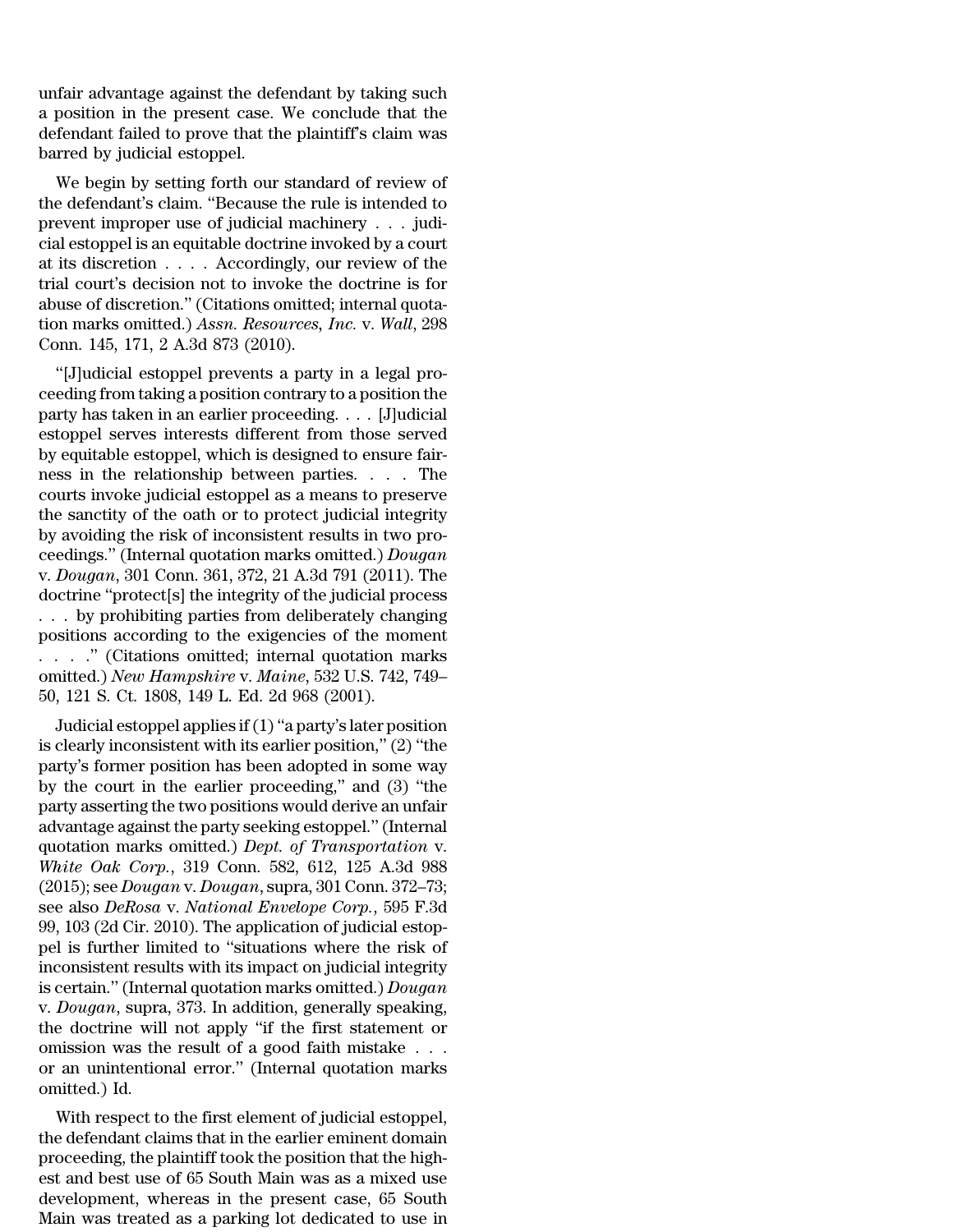unfair advantage against the defendant by taking such a position in the present case. We conclude that the defendant failed to prove that the plaintiff's claim was barred by judicial estoppel.

We begin by setting forth our standard of review of the defendant's claim. "Because the rule is intended to prevent improper use of judicial machinery . . . judicial estoppel is an equitable doctrine invoked by a court at its discretion . . . . Accordingly, our review of the trial court's decision not to invoke the doctrine is for abuse of discretion." (Citations omitted; internal quotation marks omitted.) *Assn. Resources, Inc.* v. *Wall*, 298 Conn. 145, 171, 2 A.3d 873 (2010).

"[J]udicial estoppel prevents a party in a legal proceeding from taking a position contrary to a position the party has taken in an earlier proceeding. . . . [J]udicial estoppel serves interests different from those served by equitable estoppel, which is designed to ensure fairness in the relationship between parties. . . . The courts invoke judicial estoppel as a means to preserve the sanctity of the oath or to protect judicial integrity by avoiding the risk of inconsistent results in two proceedings." (Internal quotation marks omitted.) *Dougan* v. *Dougan*, 301 Conn. 361, 372, 21 A.3d 791 (2011). The doctrine "protect[s] the integrity of the judicial process . . . by prohibiting parties from deliberately changing positions according to the exigencies of the moment . . . ." (Citations omitted; internal quotation marks omitted.) *New Hampshire* v. *Maine*, 532 U.S. 742, 749–50, 121 S. Ct. 1808, 149 L. Ed. 2d 968 (2001).

Judicial estoppel applies if (1) "a party's later position is clearly inconsistent with its earlier position," (2) "the party's former position has been adopted in some way by the court in the earlier proceeding," and (3) "the party asserting the two positions would derive an unfair advantage against the party seeking estoppel." (Internal quotation marks omitted.) *Dept. of Transportation* v. *White Oak Corp.*, 319 Conn. 582, 612, 125 A.3d 988 (2015); see *Dougan* v. *Dougan*, supra, 301 Conn. 372–73; see also *DeRosa* v. *National Envelope Corp.*, 595 F.3d 99, 103 (2d Cir. 2010). The application of judicial estoppel is further limited to "situations where the risk of inconsistent results with its impact on judicial integrity is certain." (Internal quotation marks omitted.) *Dougan* v. *Dougan*, supra, 373. In addition, generally speaking, the doctrine will not apply "if the first statement or omission was the result of a good faith mistake . . . or an unintentional error." (Internal quotation marks omitted.) Id.

With respect to the first element of judicial estoppel, the defendant claims that in the earlier eminent domain proceeding, the plaintiff took the position that the highest and best use of 65 South Main was as a mixed use development, whereas in the present case, 65 South Main was treated as a parking lot dedicated to use in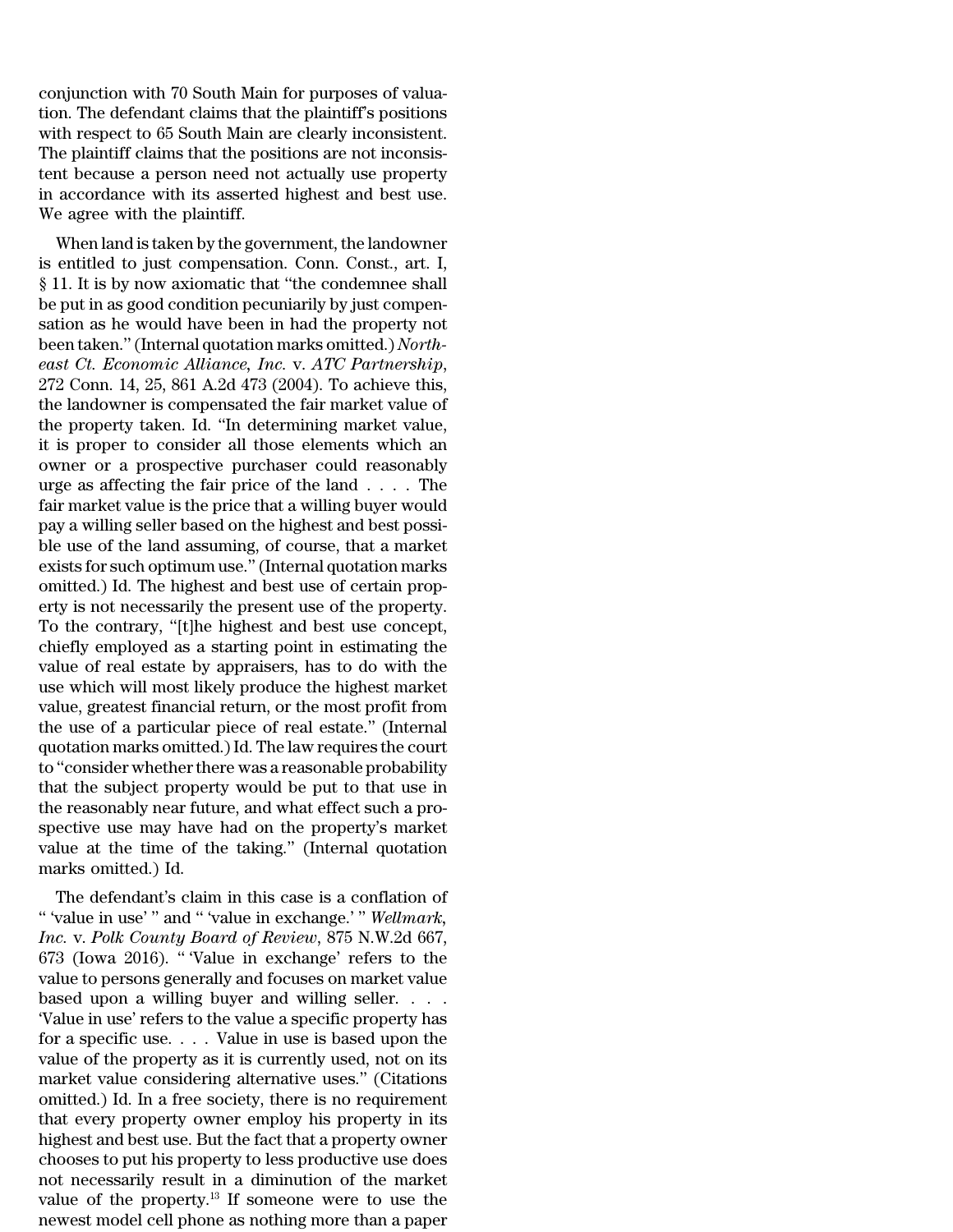conjunction with 70 South Main for purposes of valuation. The defendant claims that the plaintiff's positions with respect to 65 South Main are clearly inconsistent. The plaintiff claims that the positions are not inconsistent because a person need not actually use property in accordance with its asserted highest and best use. We agree with the plaintiff.

When land is taken by the government, the landowner is entitled to just compensation. Conn. Const., art. I, § 11. It is by now axiomatic that "the condemnee shall be put in as good condition pecuniarily by just compensation as he would have been in had the property not been taken." (Internal quotation marks omitted.) *Northeast Ct. Economic Alliance, Inc.* v. *ATC Partnership*, 272 Conn. 14, 25, 861 A.2d 473 (2004). To achieve this, the landowner is compensated the fair market value of the property taken. Id. "In determining market value, it is proper to consider all those elements which an owner or a prospective purchaser could reasonably urge as affecting the fair price of the land . . . . The fair market value is the price that a willing buyer would pay a willing seller based on the highest and best possible use of the land assuming, of course, that a market exists for such optimum use." (Internal quotation marks omitted.) Id. The highest and best use of certain property is not necessarily the present use of the property. To the contrary, "[t]he highest and best use concept, chiefly employed as a starting point in estimating the value of real estate by appraisers, has to do with the use which will most likely produce the highest market value, greatest financial return, or the most profit from the use of a particular piece of real estate." (Internal quotation marks omitted.) Id. The law requires the court to "consider whether there was a reasonable probability that the subject property would be put to that use in the reasonably near future, and what effect such a prospective use may have had on the property's market value at the time of the taking." (Internal quotation marks omitted.) Id.

The defendant's claim in this case is a conflation of " 'value in use' " and " 'value in exchange.' " *Wellmark, Inc.* v. *Polk County Board of Review*, 875 N.W.2d 667, 673 (Iowa 2016). " 'Value in exchange' refers to the value to persons generally and focuses on market value based upon a willing buyer and willing seller. . . . 'Value in use' refers to the value a specific property has for a specific use. . . . Value in use is based upon the value of the property as it is currently used, not on its market value considering alternative uses." (Citations omitted.) Id. In a free society, there is no requirement that every property owner employ his property in its highest and best use. But the fact that a property owner chooses to put his property to less productive use does not necessarily result in a diminution of the market value of the property.[13] If someone were to use the newest model cell phone as nothing more than a paper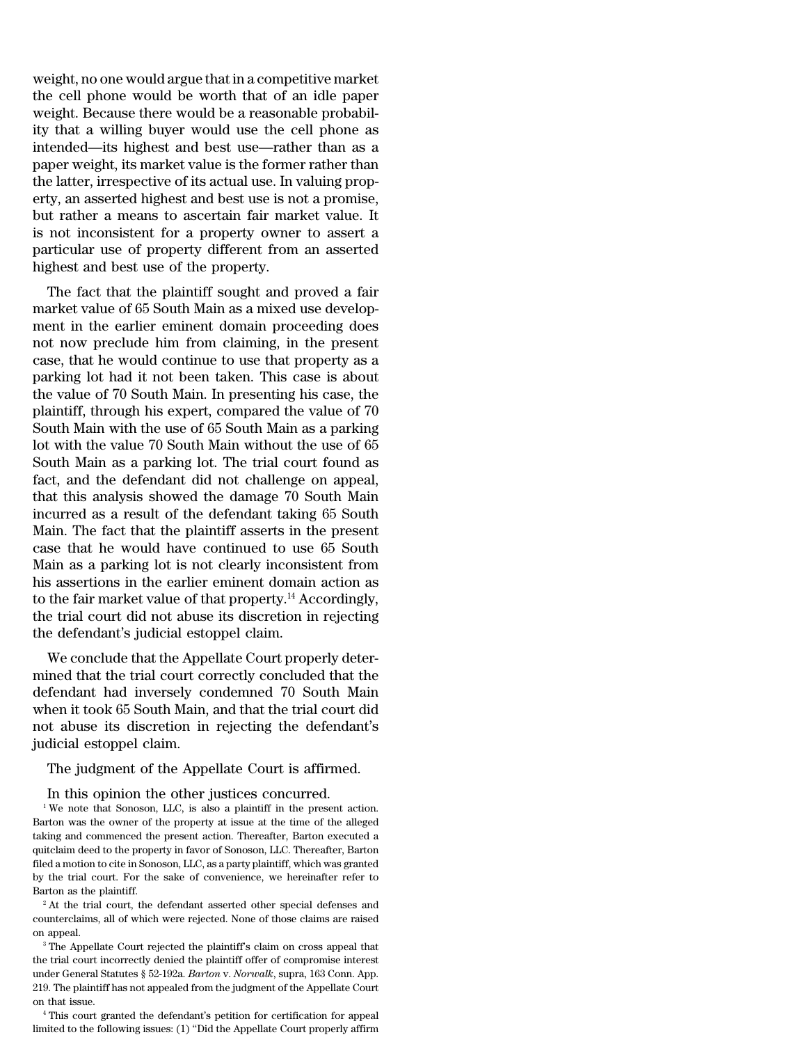weight, no one would argue that in a competitive market the cell phone would be worth that of an idle paper weight. Because there would be a reasonable probability that a willing buyer would use the cell phone as intended—its highest and best use—rather than as a paper weight, its market value is the former rather than the latter, irrespective of its actual use. In valuing property, an asserted highest and best use is not a promise, but rather a means to ascertain fair market value. It is not inconsistent for a property owner to assert a particular use of property different from an asserted highest and best use of the property.

The fact that the plaintiff sought and proved a fair market value of 65 South Main as a mixed use development in the earlier eminent domain proceeding does not now preclude him from claiming, in the present case, that he would continue to use that property as a parking lot had it not been taken. This case is about the value of 70 South Main. In presenting his case, the plaintiff, through his expert, compared the value of 70 South Main with the use of 65 South Main as a parking lot with the value 70 South Main without the use of 65 South Main as a parking lot. The trial court found as fact, and the defendant did not challenge on appeal, that this analysis showed the damage 70 South Main incurred as a result of the defendant taking 65 South Main. The fact that the plaintiff asserts in the present case that he would have continued to use 65 South Main as a parking lot is not clearly inconsistent from his assertions in the earlier eminent domain action as to the fair market value of that property.[14] Accordingly, the trial court did not abuse its discretion in rejecting the defendant's judicial estoppel claim.

We conclude that the Appellate Court properly determined that the trial court correctly concluded that the defendant had inversely condemned 70 South Main when it took 65 South Main, and that the trial court did not abuse its discretion in rejecting the defendant's judicial estoppel claim.

The judgment of the Appellate Court is affirmed.

In this opinion the other justices concurred.

[1] We note that Sonoson, LLC, is also a plaintiff in the present action. Barton was the owner of the property at issue at the time of the alleged taking and commenced the present action. Thereafter, Barton executed a quitclaim deed to the property in favor of Sonoson, LLC. Thereafter, Barton filed a motion to cite in Sonoson, LLC, as a party plaintiff, which was granted by the trial court. For the sake of convenience, we hereinafter refer to Barton as the plaintiff.

[2] At the trial court, the defendant asserted other special defenses and counterclaims, all of which were rejected. None of those claims are raised on appeal.

[3] The Appellate Court rejected the plaintiff's claim on cross appeal that the trial court incorrectly denied the plaintiff offer of compromise interest under General Statutes § 52-192a. *Barton* v. *Norwalk*, supra, 163 Conn. App. 219. The plaintiff has not appealed from the judgment of the Appellate Court on that issue.

[4] This court granted the defendant's petition for certification for appeal limited to the following issues: (1) "Did the Appellate Court properly affirm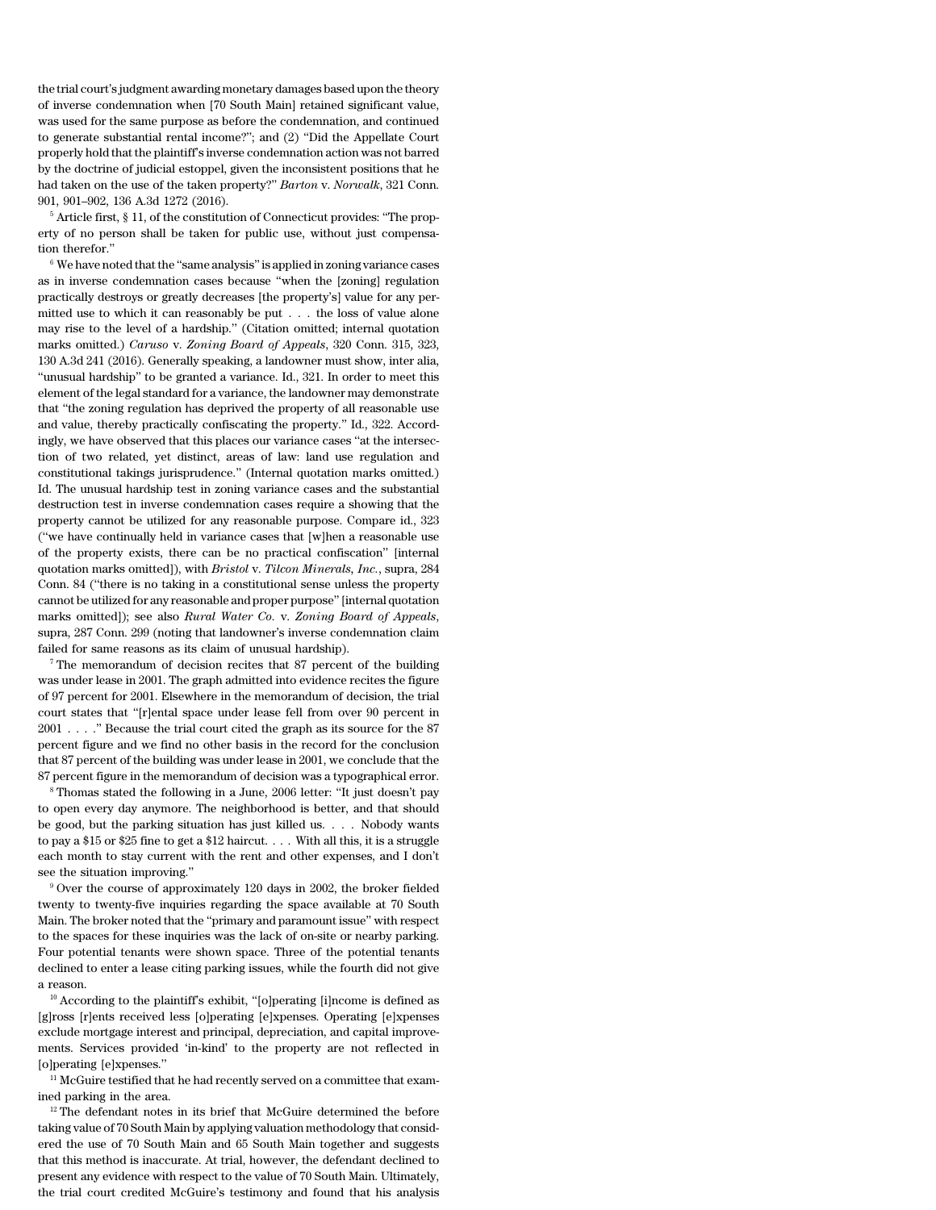the trial court's judgment awarding monetary damages based upon the theory of inverse condemnation when [70 South Main] retained significant value, was used for the same purpose as before the condemnation, and continued to generate substantial rental income?"; and (2) "Did the Appellate Court properly hold that the plaintiff's inverse condemnation action was not barred by the doctrine of judicial estoppel, given the inconsistent positions that he had taken on the use of the taken property?" *Barton* v. *Norwalk*, 321 Conn. 901, 901–902, 136 A.3d 1272 (2016).

[5] Article first, § 11, of the constitution of Connecticut provides: "The property of no person shall be taken for public use, without just compensation therefor."

[6] We have noted that the "same analysis" is applied in zoning variance cases as in inverse condemnation cases because "when the [zoning] regulation practically destroys or greatly decreases [the property's] value for any permitted use to which it can reasonably be put . . . the loss of value alone may rise to the level of a hardship." (Citation omitted; internal quotation marks omitted.) *Caruso* v. *Zoning Board of Appeals*, 320 Conn. 315, 323, 130 A.3d 241 (2016). Generally speaking, a landowner must show, inter alia, "unusual hardship" to be granted a variance. Id., 321. In order to meet this element of the legal standard for a variance, the landowner may demonstrate that "the zoning regulation has deprived the property of all reasonable use and value, thereby practically confiscating the property." Id., 322. Accordingly, we have observed that this places our variance cases "at the intersection of two related, yet distinct, areas of law: land use regulation and constitutional takings jurisprudence." (Internal quotation marks omitted.) Id. The unusual hardship test in zoning variance cases and the substantial destruction test in inverse condemnation cases require a showing that the property cannot be utilized for any reasonable purpose. Compare id., 323 ("we have continually held in variance cases that [w]hen a reasonable use of the property exists, there can be no practical confiscation" [internal quotation marks omitted]), with *Bristol* v. *Tilcon Minerals, Inc.*, supra, 284 Conn. 84 ("there is no taking in a constitutional sense unless the property cannot be utilized for any reasonable and proper purpose" [internal quotation marks omitted]); see also *Rural Water Co.* v. *Zoning Board of Appeals*, supra, 287 Conn. 299 (noting that landowner's inverse condemnation claim failed for same reasons as its claim of unusual hardship).

[7] The memorandum of decision recites that 87 percent of the building was under lease in 2001. The graph admitted into evidence recites the figure of 97 percent for 2001. Elsewhere in the memorandum of decision, the trial court states that "[r]ental space under lease fell from over 90 percent in 2001 . . . ." Because the trial court cited the graph as its source for the 87 percent figure and we find no other basis in the record for the conclusion that 87 percent of the building was under lease in 2001, we conclude that the 87 percent figure in the memorandum of decision was a typographical error.

[8] Thomas stated the following in a June, 2006 letter: "It just doesn't pay to open every day anymore. The neighborhood is better, and that should be good, but the parking situation has just killed us. . . . Nobody wants to pay a $15 or $25 fine to get a $12 haircut. . . . With all this, it is a struggle each month to stay current with the rent and other expenses, and I don't see the situation improving."

[9] Over the course of approximately 120 days in 2002, the broker fielded twenty to twenty-five inquiries regarding the space available at 70 South Main. The broker noted that the "primary and paramount issue" with respect to the spaces for these inquiries was the lack of on-site or nearby parking. Four potential tenants were shown space. Three of the potential tenants declined to enter a lease citing parking issues, while the fourth did not give a reason.

[10] According to the plaintiff's exhibit, "[o]perating [i]ncome is defined as [g]ross [r]ents received less [o]perating [e]xpenses. Operating [e]xpenses exclude mortgage interest and principal, depreciation, and capital improvements. Services provided 'in-kind' to the property are not reflected in [o]perating [e]xpenses."

[11] McGuire testified that he had recently served on a committee that examined parking in the area.

[12] The defendant notes in its brief that McGuire determined the before taking value of 70 South Main by applying valuation methodology that considered the use of 70 South Main and 65 South Main together and suggests that this method is inaccurate. At trial, however, the defendant declined to present any evidence with respect to the value of 70 South Main. Ultimately, the trial court credited McGuire's testimony and found that his analysis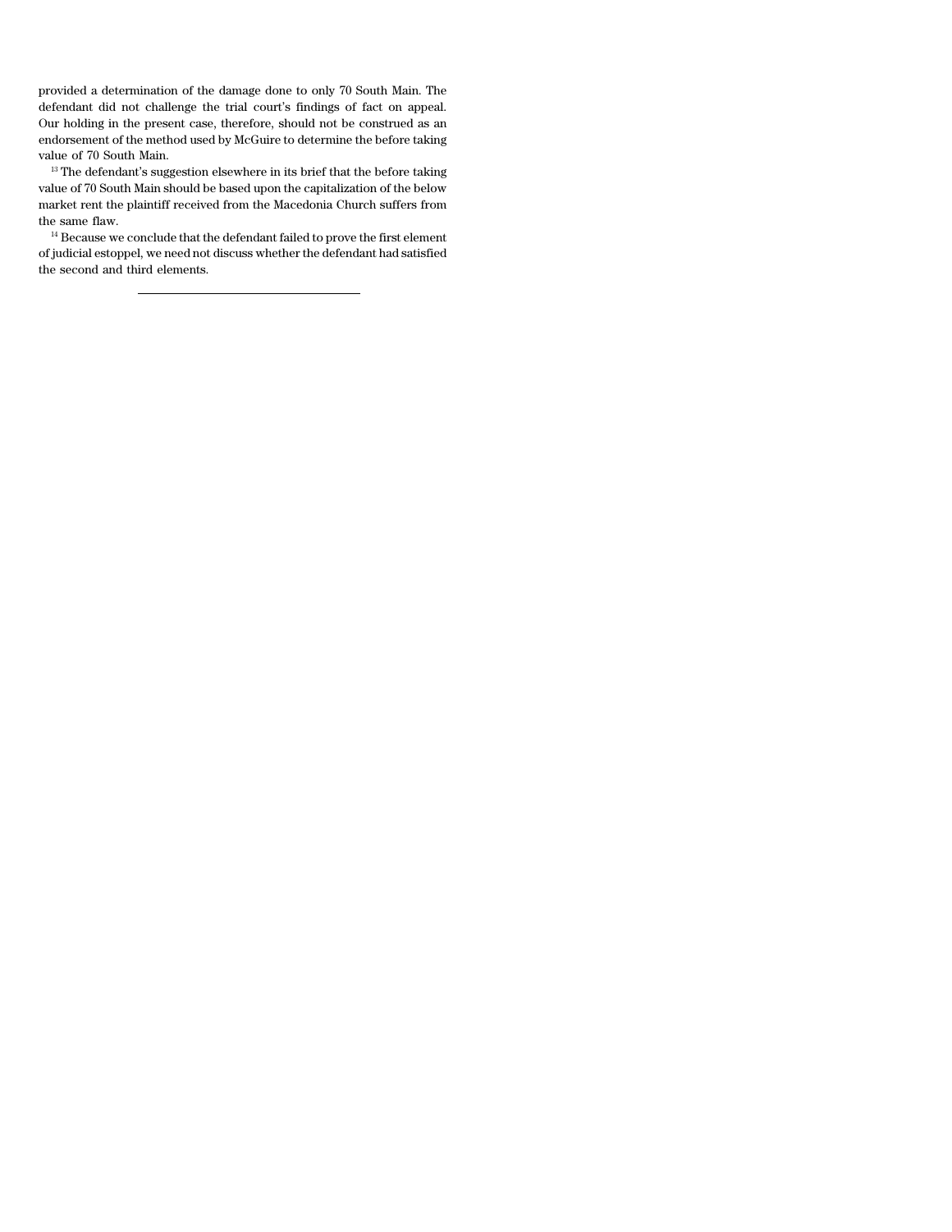provided a determination of the damage done to only 70 South Main. The defendant did not challenge the trial court's findings of fact on appeal. Our holding in the present case, therefore, should not be construed as an endorsement of the method used by McGuire to determine the before taking value of 70 South Main.

[13] The defendant's suggestion elsewhere in its brief that the before taking value of 70 South Main should be based upon the capitalization of the below market rent the plaintiff received from the Macedonia Church suffers from the same flaw.

[14] Because we conclude that the defendant failed to prove the first element of judicial estoppel, we need not discuss whether the defendant had satisfied the second and third elements.